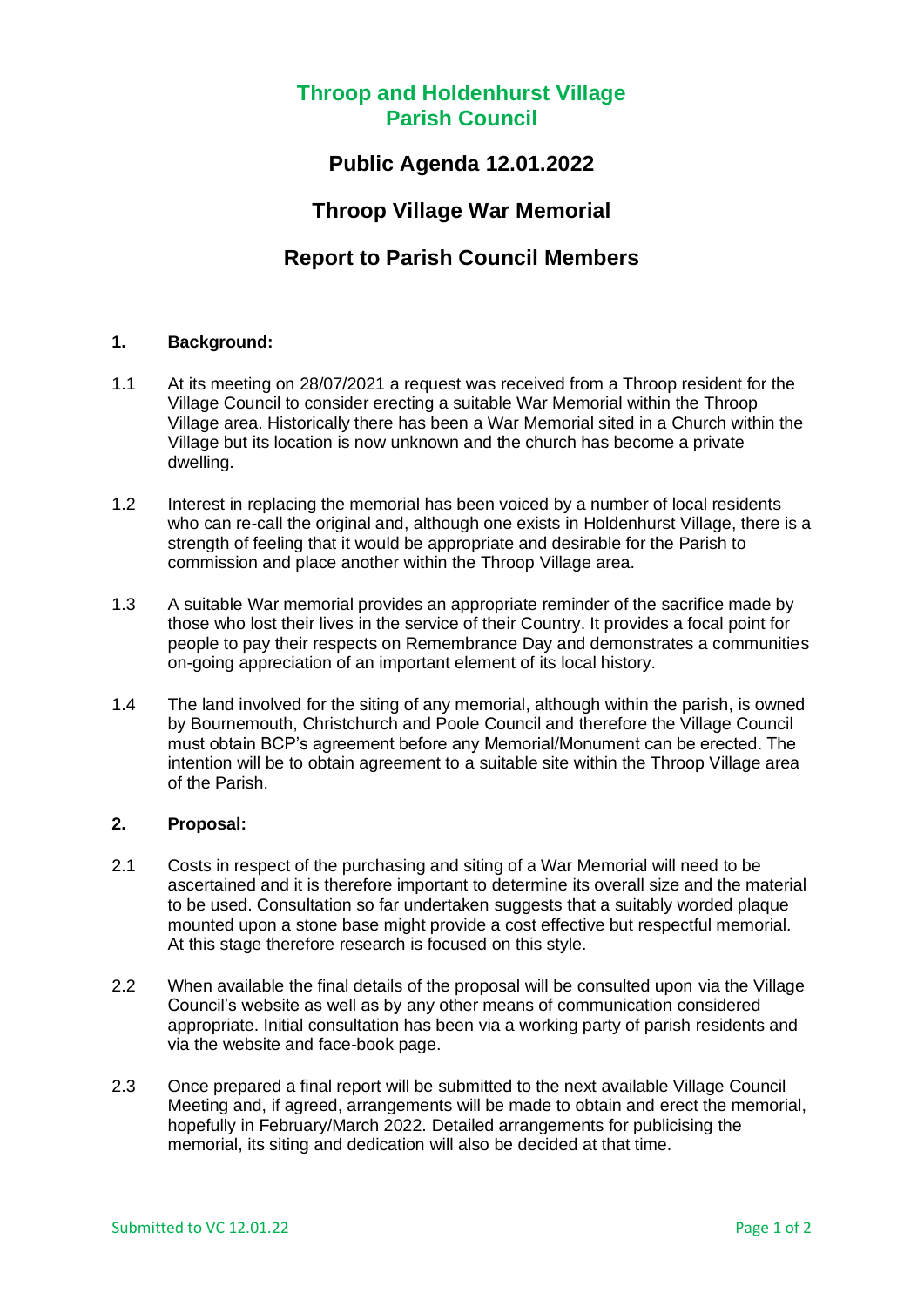# Throop and Holdenhurst Village Parish Council

## Public Agenda 12.01.2022

## Throop Village War Memorial

## Report to Parish Council Members

### 1. Background:

1.1 At its meeting on 28/07/2021 a request was received from a Throop resident for the Village Council to consider erecting a suitable War Memorial within the Throop Village area. Historically there has been a War Memorial sited in a Church within the Village but its location is now unknown and the church has become a private dwelling.

1.2 Interest in replacing the memorial has been voiced by a number of local residents who can re-call the original and, although one exists in Holdenhurst Village, there is a strength of feeling that it would be appropriate and desirable for the Parish to commission and place another within the Throop Village area.

1.3 A suitable War memorial provides an appropriate reminder of the sacrifice made by those who lost their lives in the service of their Country. It provides a focal point for people to pay their respects on Remembrance Day and demonstrates a communities on-going appreciation of an important element of its local history.

1.4 The land involved for the siting of any memorial, although within the parish, is owned by Bournemouth, Christchurch and Poole Council and therefore the Village Council must obtain BCP's agreement before any Memorial/Monument can be erected. The intention will be to obtain agreement to a suitable site within the Throop Village area of the Parish.

### 2. Proposal:

2.1 Costs in respect of the purchasing and siting of a War Memorial will need to be ascertained and it is therefore important to determine its overall size and the material to be used. Consultation so far undertaken suggests that a suitably worded plaque mounted upon a stone base might provide a cost effective but respectful memorial. At this stage therefore research is focused on this style.

2.2 When available the final details of the proposal will be consulted upon via the Village Council's website as well as by any other means of communication considered appropriate. Initial consultation has been via a working party of parish residents and via the website and face-book page.

2.3 Once prepared a final report will be submitted to the next available Village Council Meeting and, if agreed, arrangements will be made to obtain and erect the memorial, hopefully in February/March 2022. Detailed arrangements for publicising the memorial, its siting and dedication will also be decided at that time.

Submitted to VC 12.01.22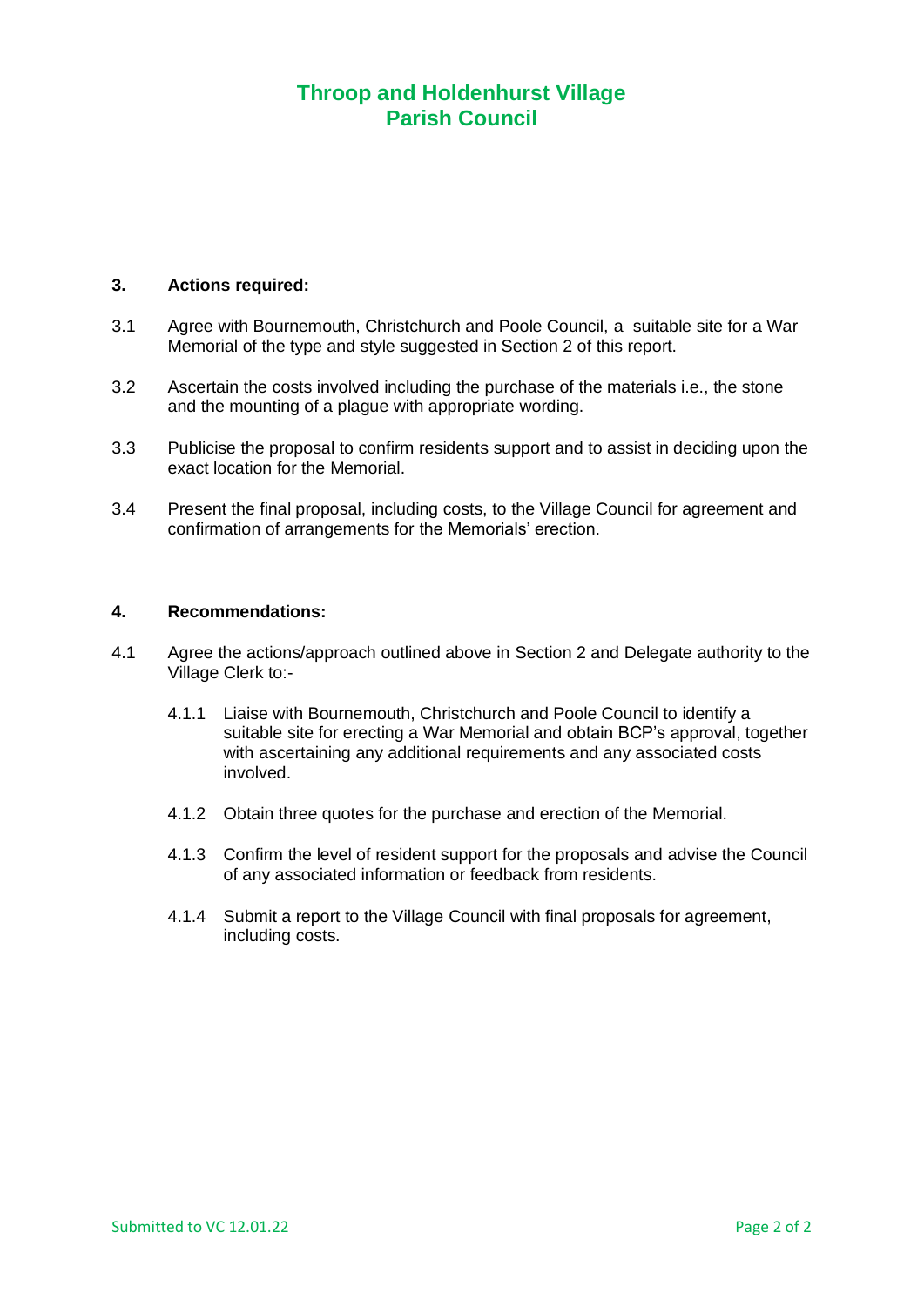# Throop and Holdenhurst Village Parish Council

## 3. Actions required:

3.1 Agree with Bournemouth, Christchurch and Poole Council, a suitable site for a War Memorial of the type and style suggested in Section 2 of this report.

3.2 Ascertain the costs involved including the purchase of the materials i.e., the stone and the mounting of a plague with appropriate wording.

3.3 Publicise the proposal to confirm residents support and to assist in deciding upon the exact location for the Memorial.

3.4 Present the final proposal, including costs, to the Village Council for agreement and confirmation of arrangements for the Memorials' erection.

## 4. Recommendations:

4.1 Agree the actions/approach outlined above in Section 2 and Delegate authority to the Village Clerk to:-

4.1.1 Liaise with Bournemouth, Christchurch and Poole Council to identify a suitable site for erecting a War Memorial and obtain BCP's approval, together with ascertaining any additional requirements and any associated costs involved.

4.1.2 Obtain three quotes for the purchase and erection of the Memorial.

4.1.3 Confirm the level of resident support for the proposals and advise the Council of any associated information or feedback from residents.

4.1.4 Submit a report to the Village Council with final proposals for agreement, including costs.

Submitted to VC 12.01.22